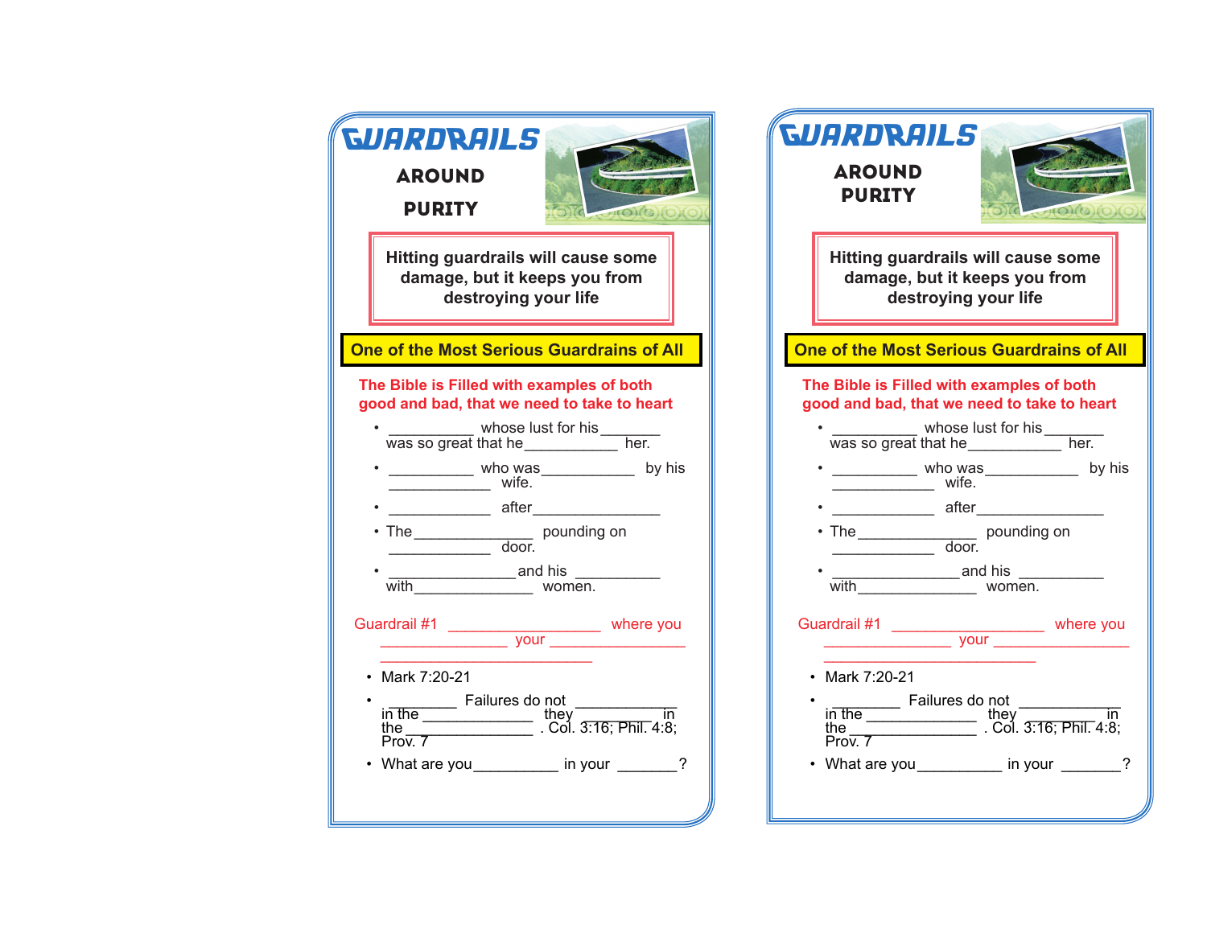# GUARDRAILS

## AROUND PURITY

**Hitting guardrails will cause some damage, but it keeps you from destroying your life**

**One of the Most Serious Guardrains of All**

**The Bible is Filled with examples of both good and bad, that we need to take to heart**

- __________ whose lust for his _______ was so great that he ___________ her.
- __________ who was ___________ by his ____________ wife.
- ____________ after _______________
- The ______________ pounding on ____________ door.
- _______________ and his __________ with ______________ women.

Guardrail #1 __________________ where you _______________ your ________________ _________________________

- Mark 7:20-21
- ________ Failures do not ___________ in the _____________ they _________ in the _______________ . Col. 3:16; Phil. 4:8; Prov. 7
- What are you __________ in your _______?

# GUARDRAILS

## AROUND PURITY

**Hitting guardrails will cause some damage, but it keeps you from destroying your life**

**One of the Most Serious Guardrains of All**

**The Bible is Filled with examples of both good and bad, that we need to take to heart**

- __________ whose lust for his _______ was so great that he ___________ her.
- __________ who was ___________ by his ____________ wife.
- ____________ after _______________
- The ______________ pounding on ____________ door.
- _______________ and his __________ with ______________ women.

Guardrail #1 __________________ where you _______________ your ________________ _________________________

- Mark 7:20-21
- ________ Failures do not ___________ in the _____________ they _________ in the _______________ . Col. 3:16; Phil. 4:8; Prov. 7
- What are you __________ in your _______?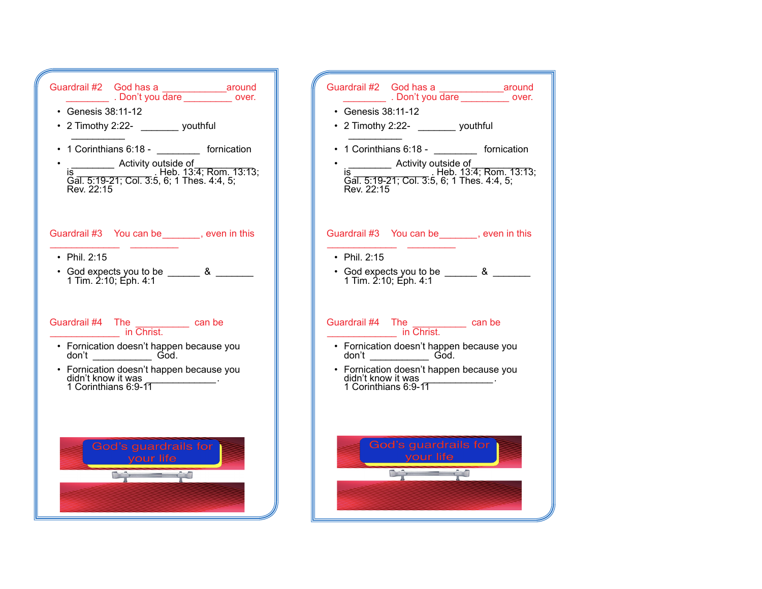Guardrail #2 God has a ____________around ________ . Don't you dare _________ over.

- Genesis 38:11-12
- 2 Timothy 2:22- _______ youthful __________
- 1 Corinthians 6:18 - ________ fornication
- ________ Activity outside of___________ is _______________ . Heb. 13:4; Rom. 13:13; Gal. 5:19-21; Col. 3:5, 6; 1 Thes. 4:4, 5; Rev. 22:15

Guardrail #3 You can be_______, even in this _____________ _________

- Phil. 2:15
- God expects you to be ______ & _______ 1 Tim. 2:10; Eph. 4:1

Guardrail #4 The __________ can be _____________ in Christ.

- Fornication doesn't happen because you don't ___________ God.
- Fornication doesn't happen because you didn't know it was _____________. 1 Corinthians 6:9-11

God's guardrails for your life

Guardrail #2 God has a ____________around ________ . Don't you dare _________ over.

- Genesis 38:11-12
- 2 Timothy 2:22- _______ youthful __________
- 1 Corinthians 6:18 - ________ fornication
- ________ Activity outside of___________ is _______________ . Heb. 13:4; Rom. 13:13; Gal. 5:19-21; Col. 3:5, 6; 1 Thes. 4:4, 5; Rev. 22:15

Guardrail #3 You can be_______, even in this _____________ _________

- Phil. 2:15
- God expects you to be ______ & _______ 1 Tim. 2:10; Eph. 4:1

Guardrail #4 The __________ can be _____________ in Christ.

- Fornication doesn't happen because you don't ___________ God.
- Fornication doesn't happen because you didn't know it was _____________. 1 Corinthians 6:9-11

God's guardrails for your life